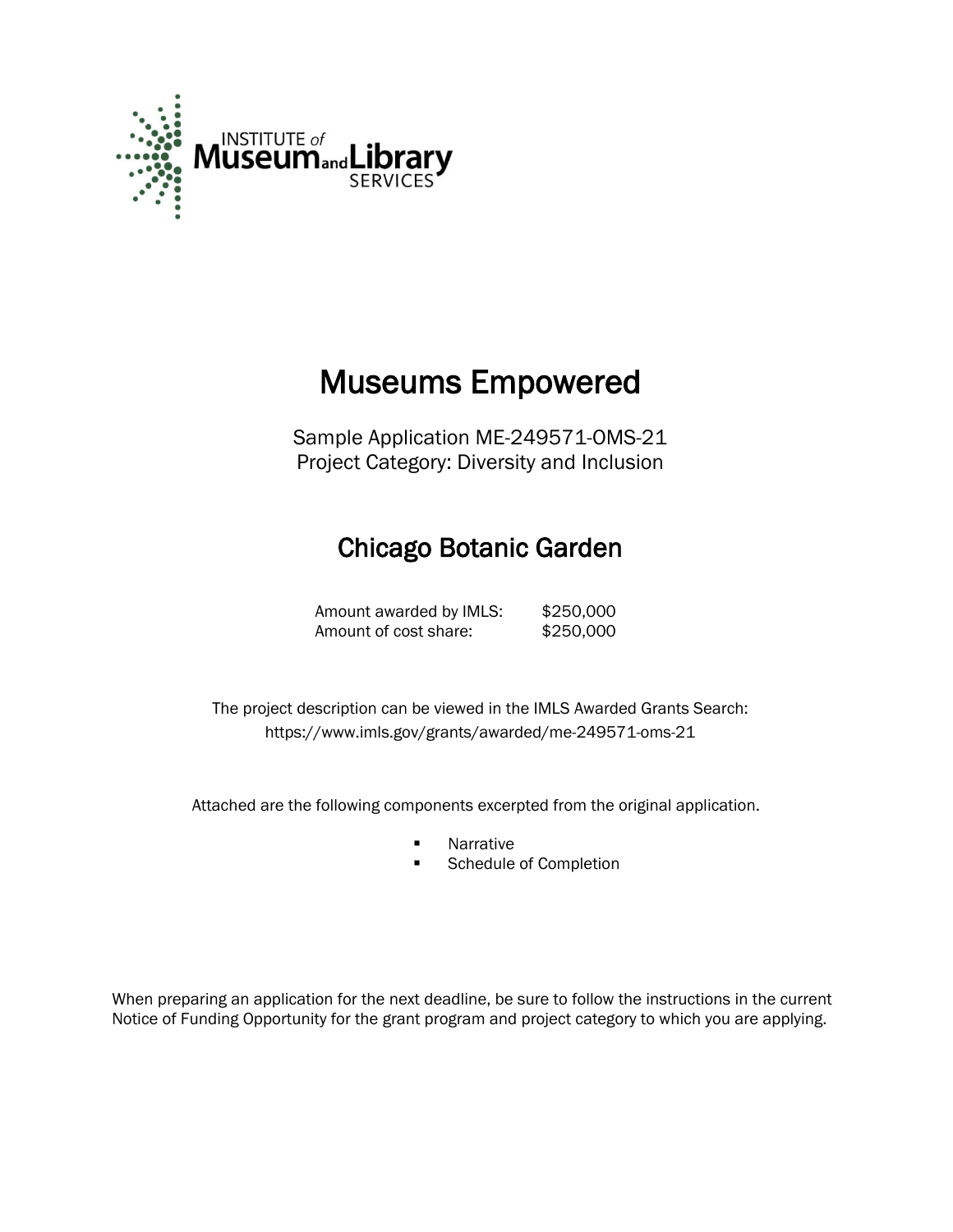INSTITUTE *of* Museum and Library SERVICES

# Museums Empowered

Sample Application ME-249571-OMS-21
Project Category: Diversity and Inclusion

## Chicago Botanic Garden

| | |
|---|---|
| Amount awarded by IMLS: | $250,000 |
| Amount of cost share: | $250,000 |

The project description can be viewed in the IMLS Awarded Grants Search:
https://www.imls.gov/grants/awarded/me-249571-oms-21

Attached are the following components excerpted from the original application.

- Narrative
- Schedule of Completion

When preparing an application for the next deadline, be sure to follow the instructions in the current Notice of Funding Opportunity for the grant program and project category to which you are applying.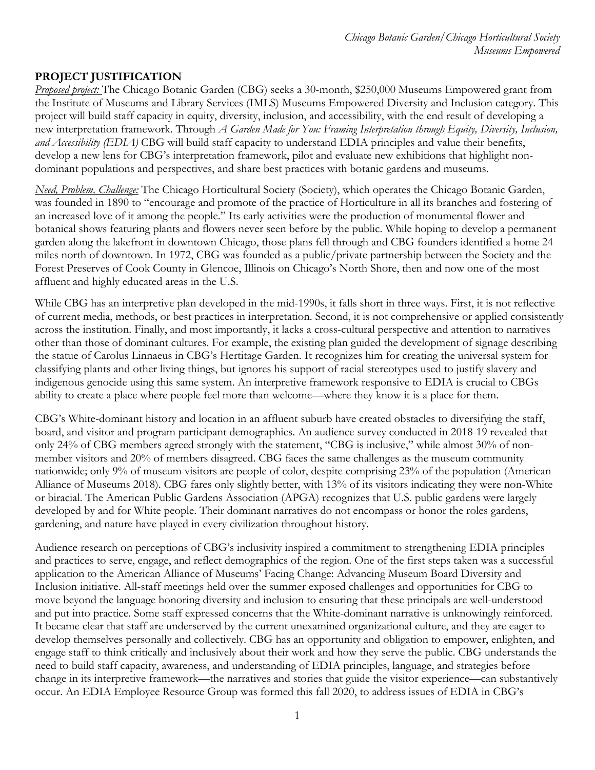## PROJECT JUSTIFICATION

*Proposed project:* The Chicago Botanic Garden (CBG) seeks a 30-month, $250,000 Museums Empowered grant from the Institute of Museums and Library Services (IMLS) Museums Empowered Diversity and Inclusion category. This project will build staff capacity in equity, diversity, inclusion, and accessibility, with the end result of developing a new interpretation framework. Through *A Garden Made for You: Framing Interpretation through Equity, Diversity, Inclusion, and Accessibility (EDIA)* CBG will build staff capacity to understand EDIA principles and value their benefits, develop a new lens for CBG's interpretation framework, pilot and evaluate new exhibitions that highlight non-dominant populations and perspectives, and share best practices with botanic gardens and museums.

*Need, Problem, Challenge:* The Chicago Horticultural Society (Society), which operates the Chicago Botanic Garden, was founded in 1890 to "encourage and promote of the practice of Horticulture in all its branches and fostering of an increased love of it among the people." Its early activities were the production of monumental flower and botanical shows featuring plants and flowers never seen before by the public. While hoping to develop a permanent garden along the lakefront in downtown Chicago, those plans fell through and CBG founders identified a home 24 miles north of downtown. In 1972, CBG was founded as a public/private partnership between the Society and the Forest Preserves of Cook County in Glencoe, Illinois on Chicago's North Shore, then and now one of the most affluent and highly educated areas in the U.S.

While CBG has an interpretive plan developed in the mid-1990s, it falls short in three ways. First, it is not reflective of current media, methods, or best practices in interpretation. Second, it is not comprehensive or applied consistently across the institution. Finally, and most importantly, it lacks a cross-cultural perspective and attention to narratives other than those of dominant cultures. For example, the existing plan guided the development of signage describing the statue of Carolus Linnaeus in CBG's Heritage Garden. It recognizes him for creating the universal system for classifying plants and other living things, but ignores his support of racial stereotypes used to justify slavery and indigenous genocide using this same system. An interpretive framework responsive to EDIA is crucial to CBGs ability to create a place where people feel more than welcome—where they know it is a place for them.

CBG's White-dominant history and location in an affluent suburb have created obstacles to diversifying the staff, board, and visitor and program participant demographics. An audience survey conducted in 2018-19 revealed that only 24% of CBG members agreed strongly with the statement, "CBG is inclusive," while almost 30% of non-member visitors and 20% of members disagreed. CBG faces the same challenges as the museum community nationwide; only 9% of museum visitors are people of color, despite comprising 23% of the population (American Alliance of Museums 2018). CBG fares only slightly better, with 13% of its visitors indicating they were non-White or biracial. The American Public Gardens Association (APGA) recognizes that U.S. public gardens were largely developed by and for White people. Their dominant narratives do not encompass or honor the roles gardens, gardening, and nature have played in every civilization throughout history.

Audience research on perceptions of CBG's inclusivity inspired a commitment to strengthening EDIA principles and practices to serve, engage, and reflect demographics of the region. One of the first steps taken was a successful application to the American Alliance of Museums' Facing Change: Advancing Museum Board Diversity and Inclusion initiative. All-staff meetings held over the summer exposed challenges and opportunities for CBG to move beyond the language honoring diversity and inclusion to ensuring that these principals are well-understood and put into practice. Some staff expressed concerns that the White-dominant narrative is unknowingly reinforced. It became clear that staff are underserved by the current unexamined organizational culture, and they are eager to develop themselves personally and collectively. CBG has an opportunity and obligation to empower, enlighten, and engage staff to think critically and inclusively about their work and how they serve the public. CBG understands the need to build staff capacity, awareness, and understanding of EDIA principles, language, and strategies before change in its interpretive framework—the narratives and stories that guide the visitor experience—can substantively occur. An EDIA Employee Resource Group was formed this fall 2020, to address issues of EDIA in CBG's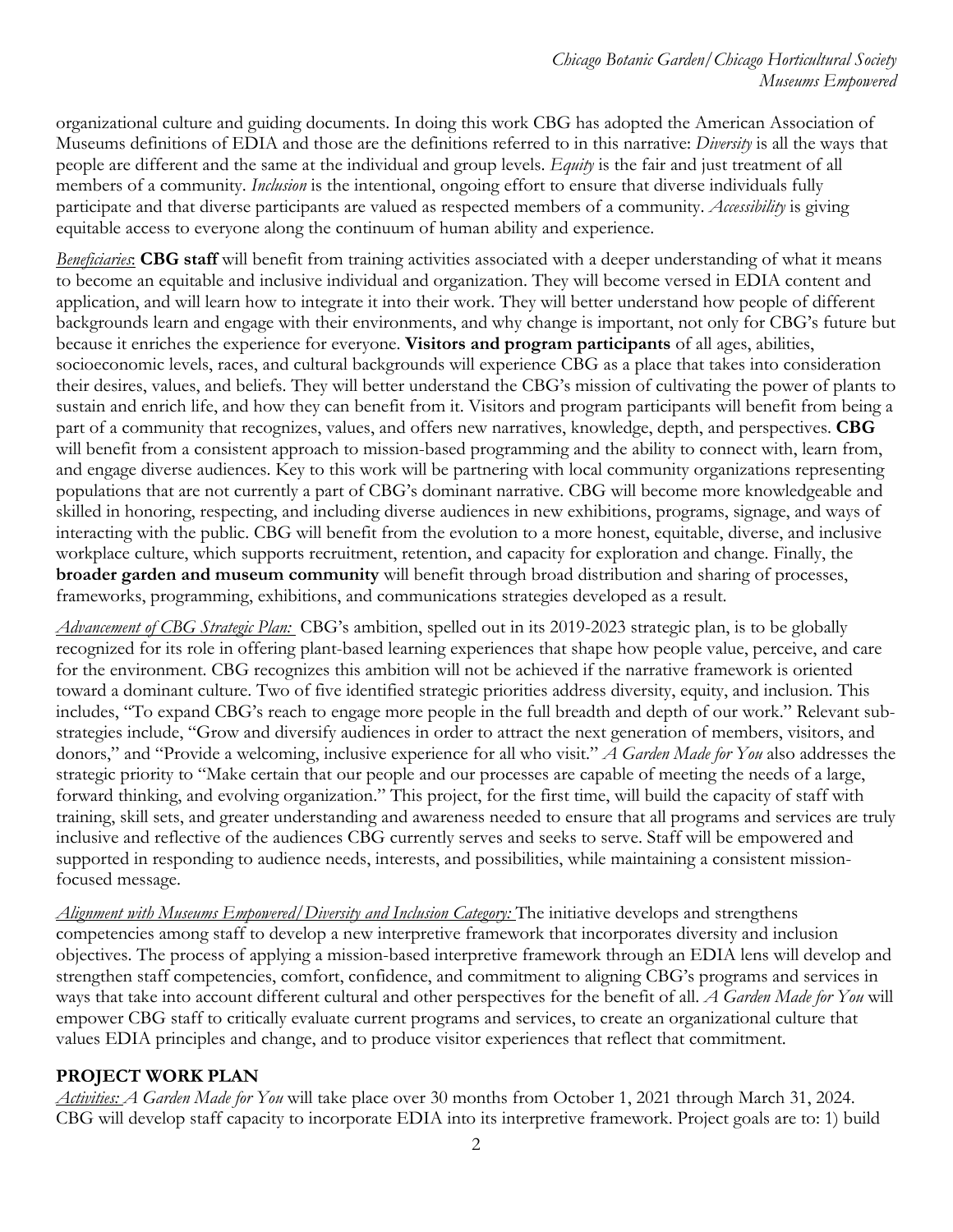organizational culture and guiding documents. In doing this work CBG has adopted the American Association of Museums definitions of EDIA and those are the definitions referred to in this narrative: *Diversity* is all the ways that people are different and the same at the individual and group levels. *Equity* is the fair and just treatment of all members of a community. *Inclusion* is the intentional, ongoing effort to ensure that diverse individuals fully participate and that diverse participants are valued as respected members of a community. *Accessibility* is giving equitable access to everyone along the continuum of human ability and experience.

*Beneficiaries*: **CBG staff** will benefit from training activities associated with a deeper understanding of what it means to become an equitable and inclusive individual and organization. They will become versed in EDIA content and application, and will learn how to integrate it into their work. They will better understand how people of different backgrounds learn and engage with their environments, and why change is important, not only for CBG's future but because it enriches the experience for everyone. **Visitors and program participants** of all ages, abilities, socioeconomic levels, races, and cultural backgrounds will experience CBG as a place that takes into consideration their desires, values, and beliefs. They will better understand the CBG's mission of cultivating the power of plants to sustain and enrich life, and how they can benefit from it. Visitors and program participants will benefit from being a part of a community that recognizes, values, and offers new narratives, knowledge, depth, and perspectives. **CBG** will benefit from a consistent approach to mission-based programming and the ability to connect with, learn from, and engage diverse audiences. Key to this work will be partnering with local community organizations representing populations that are not currently a part of CBG's dominant narrative. CBG will become more knowledgeable and skilled in honoring, respecting, and including diverse audiences in new exhibitions, programs, signage, and ways of interacting with the public. CBG will benefit from the evolution to a more honest, equitable, diverse, and inclusive workplace culture, which supports recruitment, retention, and capacity for exploration and change. Finally, the **broader garden and museum community** will benefit through broad distribution and sharing of processes, frameworks, programming, exhibitions, and communications strategies developed as a result.

*Advancement of CBG Strategic Plan:* CBG's ambition, spelled out in its 2019-2023 strategic plan, is to be globally recognized for its role in offering plant-based learning experiences that shape how people value, perceive, and care for the environment. CBG recognizes this ambition will not be achieved if the narrative framework is oriented toward a dominant culture. Two of five identified strategic priorities address diversity, equity, and inclusion. This includes, "To expand CBG's reach to engage more people in the full breadth and depth of our work." Relevant sub-strategies include, "Grow and diversify audiences in order to attract the next generation of members, visitors, and donors," and "Provide a welcoming, inclusive experience for all who visit." *A Garden Made for You* also addresses the strategic priority to "Make certain that our people and our processes are capable of meeting the needs of a large, forward thinking, and evolving organization." This project, for the first time, will build the capacity of staff with training, skill sets, and greater understanding and awareness needed to ensure that all programs and services are truly inclusive and reflective of the audiences CBG currently serves and seeks to serve. Staff will be empowered and supported in responding to audience needs, interests, and possibilities, while maintaining a consistent mission-focused message.

*Alignment with Museums Empowered/Diversity and Inclusion Category:* The initiative develops and strengthens competencies among staff to develop a new interpretive framework that incorporates diversity and inclusion objectives. The process of applying a mission-based interpretive framework through an EDIA lens will develop and strengthen staff competencies, comfort, confidence, and commitment to aligning CBG's programs and services in ways that take into account different cultural and other perspectives for the benefit of all. *A Garden Made for You* will empower CBG staff to critically evaluate current programs and services, to create an organizational culture that values EDIA principles and change, and to produce visitor experiences that reflect that commitment.

## PROJECT WORK PLAN

*Activities: A Garden Made for You* will take place over 30 months from October 1, 2021 through March 31, 2024. CBG will develop staff capacity to incorporate EDIA into its interpretive framework. Project goals are to: 1) build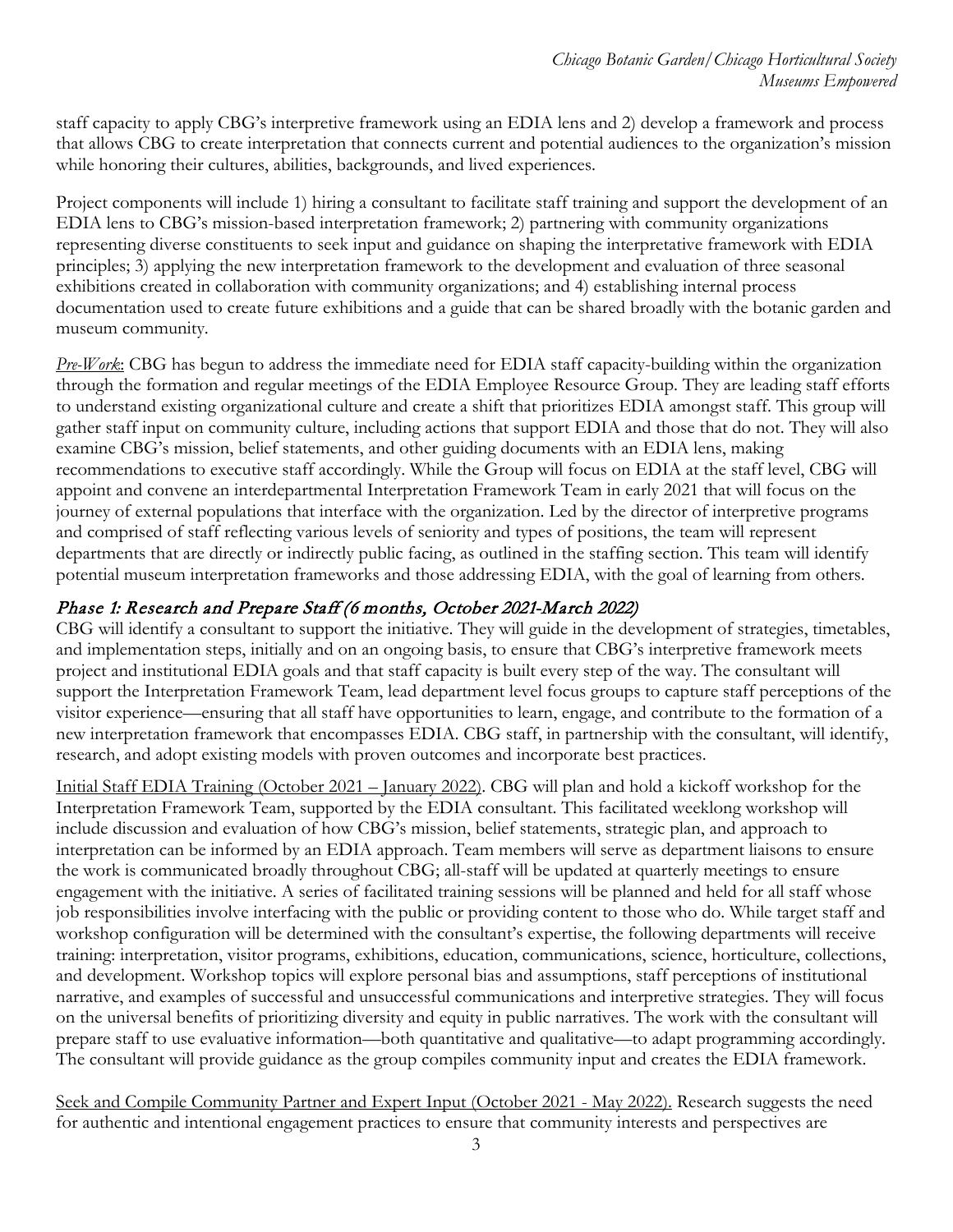staff capacity to apply CBG's interpretive framework using an EDIA lens and 2) develop a framework and process that allows CBG to create interpretation that connects current and potential audiences to the organization's mission while honoring their cultures, abilities, backgrounds, and lived experiences.

Project components will include 1) hiring a consultant to facilitate staff training and support the development of an EDIA lens to CBG's mission-based interpretation framework; 2) partnering with community organizations representing diverse constituents to seek input and guidance on shaping the interpretative framework with EDIA principles; 3) applying the new interpretation framework to the development and evaluation of three seasonal exhibitions created in collaboration with community organizations; and 4) establishing internal process documentation used to create future exhibitions and a guide that can be shared broadly with the botanic garden and museum community.

*Pre-Work*: CBG has begun to address the immediate need for EDIA staff capacity-building within the organization through the formation and regular meetings of the EDIA Employee Resource Group. They are leading staff efforts to understand existing organizational culture and create a shift that prioritizes EDIA amongst staff. This group will gather staff input on community culture, including actions that support EDIA and those that do not. They will also examine CBG's mission, belief statements, and other guiding documents with an EDIA lens, making recommendations to executive staff accordingly. While the Group will focus on EDIA at the staff level, CBG will appoint and convene an interdepartmental Interpretation Framework Team in early 2021 that will focus on the journey of external populations that interface with the organization. Led by the director of interpretive programs and comprised of staff reflecting various levels of seniority and types of positions, the team will represent departments that are directly or indirectly public facing, as outlined in the staffing section. This team will identify potential museum interpretation frameworks and those addressing EDIA, with the goal of learning from others.

### *Phase 1: Research and Prepare Staff (6 months, October 2021-March 2022)*

CBG will identify a consultant to support the initiative. They will guide in the development of strategies, timetables, and implementation steps, initially and on an ongoing basis, to ensure that CBG's interpretive framework meets project and institutional EDIA goals and that staff capacity is built every step of the way. The consultant will support the Interpretation Framework Team, lead department level focus groups to capture staff perceptions of the visitor experience—ensuring that all staff have opportunities to learn, engage, and contribute to the formation of a new interpretation framework that encompasses EDIA. CBG staff, in partnership with the consultant, will identify, research, and adopt existing models with proven outcomes and incorporate best practices.

Initial Staff EDIA Training (October 2021 – January 2022). CBG will plan and hold a kickoff workshop for the Interpretation Framework Team, supported by the EDIA consultant. This facilitated weeklong workshop will include discussion and evaluation of how CBG's mission, belief statements, strategic plan, and approach to interpretation can be informed by an EDIA approach. Team members will serve as department liaisons to ensure the work is communicated broadly throughout CBG; all-staff will be updated at quarterly meetings to ensure engagement with the initiative. A series of facilitated training sessions will be planned and held for all staff whose job responsibilities involve interfacing with the public or providing content to those who do. While target staff and workshop configuration will be determined with the consultant's expertise, the following departments will receive training: interpretation, visitor programs, exhibitions, education, communications, science, horticulture, collections, and development. Workshop topics will explore personal bias and assumptions, staff perceptions of institutional narrative, and examples of successful and unsuccessful communications and interpretive strategies. They will focus on the universal benefits of prioritizing diversity and equity in public narratives. The work with the consultant will prepare staff to use evaluative information—both quantitative and qualitative—to adapt programming accordingly. The consultant will provide guidance as the group compiles community input and creates the EDIA framework.

Seek and Compile Community Partner and Expert Input (October 2021 - May 2022). Research suggests the need for authentic and intentional engagement practices to ensure that community interests and perspectives are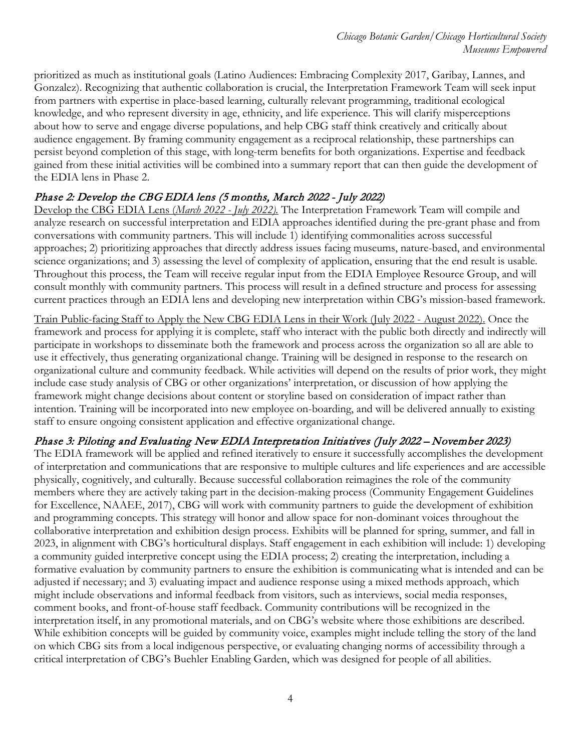prioritized as much as institutional goals (Latino Audiences: Embracing Complexity 2017, Garibay, Lannes, and Gonzalez). Recognizing that authentic collaboration is crucial, the Interpretation Framework Team will seek input from partners with expertise in place-based learning, culturally relevant programming, traditional ecological knowledge, and who represent diversity in age, ethnicity, and life experience. This will clarify misperceptions about how to serve and engage diverse populations, and help CBG staff think creatively and critically about audience engagement. By framing community engagement as a reciprocal relationship, these partnerships can persist beyond completion of this stage, with long-term benefits for both organizations. Expertise and feedback gained from these initial activities will be combined into a summary report that can then guide the development of the EDIA lens in Phase 2.

### *Phase 2: Develop the CBG EDIA lens (5 months, March 2022 - July 2022)*

Develop the CBG EDIA Lens (*March 2022 - July 2022).* The Interpretation Framework Team will compile and analyze research on successful interpretation and EDIA approaches identified during the pre-grant phase and from conversations with community partners. This will include 1) identifying commonalities across successful approaches; 2) prioritizing approaches that directly address issues facing museums, nature-based, and environmental science organizations; and 3) assessing the level of complexity of application, ensuring that the end result is usable. Throughout this process, the Team will receive regular input from the EDIA Employee Resource Group, and will consult monthly with community partners. This process will result in a defined structure and process for assessing current practices through an EDIA lens and developing new interpretation within CBG's mission-based framework.

Train Public-facing Staff to Apply the New CBG EDIA Lens in their Work (July 2022 - August 2022). Once the framework and process for applying it is complete, staff who interact with the public both directly and indirectly will participate in workshops to disseminate both the framework and process across the organization so all are able to use it effectively, thus generating organizational change. Training will be designed in response to the research on organizational culture and community feedback. While activities will depend on the results of prior work, they might include case study analysis of CBG or other organizations' interpretation, or discussion of how applying the framework might change decisions about content or storyline based on consideration of impact rather than intention. Training will be incorporated into new employee on-boarding, and will be delivered annually to existing staff to ensure ongoing consistent application and effective organizational change.

### *Phase 3: Piloting and Evaluating New EDIA Interpretation Initiatives (July 2022 – November 2023)*

The EDIA framework will be applied and refined iteratively to ensure it successfully accomplishes the development of interpretation and communications that are responsive to multiple cultures and life experiences and are accessible physically, cognitively, and culturally. Because successful collaboration reimagines the role of the community members where they are actively taking part in the decision-making process (Community Engagement Guidelines for Excellence, NAAEE, 2017), CBG will work with community partners to guide the development of exhibition and programming concepts. This strategy will honor and allow space for non-dominant voices throughout the collaborative interpretation and exhibition design process. Exhibits will be planned for spring, summer, and fall in 2023, in alignment with CBG's horticultural displays. Staff engagement in each exhibition will include: 1) developing a community guided interpretive concept using the EDIA process; 2) creating the interpretation, including a formative evaluation by community partners to ensure the exhibition is communicating what is intended and can be adjusted if necessary; and 3) evaluating impact and audience response using a mixed methods approach, which might include observations and informal feedback from visitors, such as interviews, social media responses, comment books, and front-of-house staff feedback. Community contributions will be recognized in the interpretation itself, in any promotional materials, and on CBG's website where those exhibitions are described. While exhibition concepts will be guided by community voice, examples might include telling the story of the land on which CBG sits from a local indigenous perspective, or evaluating changing norms of accessibility through a critical interpretation of CBG's Buehler Enabling Garden, which was designed for people of all abilities.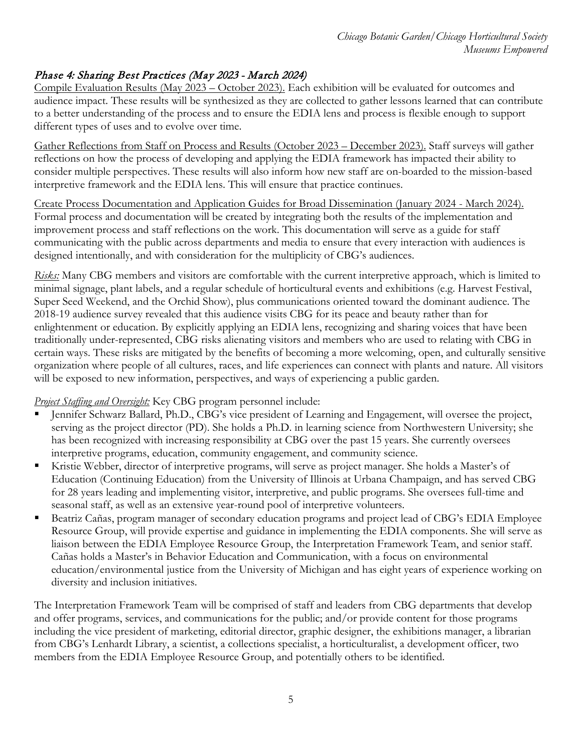## *Phase 4: Sharing Best Practices (May 2023 - March 2024)*

Compile Evaluation Results (May 2023 – October 2023). Each exhibition will be evaluated for outcomes and audience impact. These results will be synthesized as they are collected to gather lessons learned that can contribute to a better understanding of the process and to ensure the EDIA lens and process is flexible enough to support different types of uses and to evolve over time.

Gather Reflections from Staff on Process and Results (October 2023 – December 2023). Staff surveys will gather reflections on how the process of developing and applying the EDIA framework has impacted their ability to consider multiple perspectives. These results will also inform how new staff are on-boarded to the mission-based interpretive framework and the EDIA lens. This will ensure that practice continues.

Create Process Documentation and Application Guides for Broad Dissemination (January 2024 - March 2024). Formal process and documentation will be created by integrating both the results of the implementation and improvement process and staff reflections on the work. This documentation will serve as a guide for staff communicating with the public across departments and media to ensure that every interaction with audiences is designed intentionally, and with consideration for the multiplicity of CBG's audiences.

*Risks:* Many CBG members and visitors are comfortable with the current interpretive approach, which is limited to minimal signage, plant labels, and a regular schedule of horticultural events and exhibitions (e.g. Harvest Festival, Super Seed Weekend, and the Orchid Show), plus communications oriented toward the dominant audience. The 2018-19 audience survey revealed that this audience visits CBG for its peace and beauty rather than for enlightenment or education. By explicitly applying an EDIA lens, recognizing and sharing voices that have been traditionally under-represented, CBG risks alienating visitors and members who are used to relating with CBG in certain ways. These risks are mitigated by the benefits of becoming a more welcoming, open, and culturally sensitive organization where people of all cultures, races, and life experiences can connect with plants and nature. All visitors will be exposed to new information, perspectives, and ways of experiencing a public garden.

*Project Staffing and Oversight:* Key CBG program personnel include:

- Jennifer Schwarz Ballard, Ph.D., CBG's vice president of Learning and Engagement, will oversee the project, serving as the project director (PD). She holds a Ph.D. in learning science from Northwestern University; she has been recognized with increasing responsibility at CBG over the past 15 years. She currently oversees interpretive programs, education, community engagement, and community science.
- Kristie Webber, director of interpretive programs, will serve as project manager. She holds a Master's of Education (Continuing Education) from the University of Illinois at Urbana Champaign, and has served CBG for 28 years leading and implementing visitor, interpretive, and public programs. She oversees full-time and seasonal staff, as well as an extensive year-round pool of interpretive volunteers.
- Beatriz Cañas, program manager of secondary education programs and project lead of CBG's EDIA Employee Resource Group, will provide expertise and guidance in implementing the EDIA components. She will serve as liaison between the EDIA Employee Resource Group, the Interpretation Framework Team, and senior staff. Cañas holds a Master's in Behavior Education and Communication, with a focus on environmental education/environmental justice from the University of Michigan and has eight years of experience working on diversity and inclusion initiatives.

The Interpretation Framework Team will be comprised of staff and leaders from CBG departments that develop and offer programs, services, and communications for the public; and/or provide content for those programs including the vice president of marketing, editorial director, graphic designer, the exhibitions manager, a librarian from CBG's Lenhardt Library, a scientist, a collections specialist, a horticulturalist, a development officer, two members from the EDIA Employee Resource Group, and potentially others to be identified.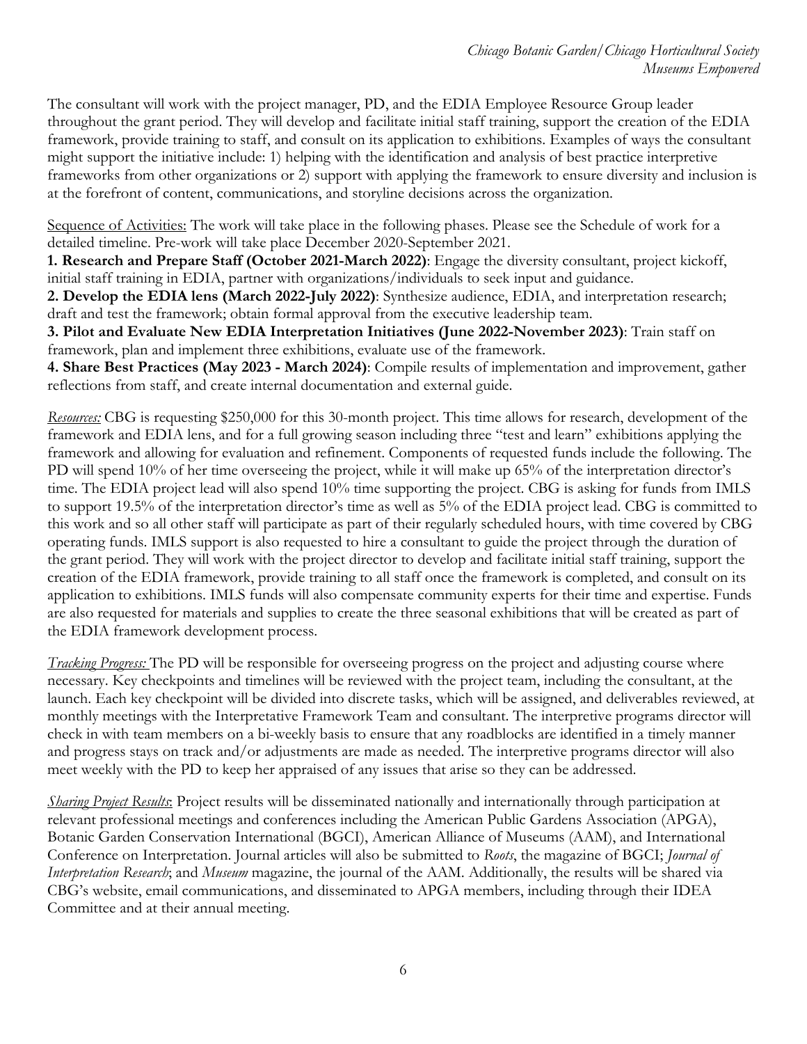The consultant will work with the project manager, PD, and the EDIA Employee Resource Group leader throughout the grant period. They will develop and facilitate initial staff training, support the creation of the EDIA framework, provide training to staff, and consult on its application to exhibitions. Examples of ways the consultant might support the initiative include: 1) helping with the identification and analysis of best practice interpretive frameworks from other organizations or 2) support with applying the framework to ensure diversity and inclusion is at the forefront of content, communications, and storyline decisions across the organization.

Sequence of Activities: The work will take place in the following phases. Please see the Schedule of work for a detailed timeline. Pre-work will take place December 2020-September 2021.

**1. Research and Prepare Staff (October 2021-March 2022)**: Engage the diversity consultant, project kickoff, initial staff training in EDIA, partner with organizations/individuals to seek input and guidance.

**2. Develop the EDIA lens (March 2022-July 2022)**: Synthesize audience, EDIA, and interpretation research; draft and test the framework; obtain formal approval from the executive leadership team.

**3. Pilot and Evaluate New EDIA Interpretation Initiatives (June 2022-November 2023)**: Train staff on framework, plan and implement three exhibitions, evaluate use of the framework.

**4. Share Best Practices (May 2023 - March 2024)**: Compile results of implementation and improvement, gather reflections from staff, and create internal documentation and external guide.

*Resources:* CBG is requesting $250,000 for this 30-month project. This time allows for research, development of the framework and EDIA lens, and for a full growing season including three "test and learn" exhibitions applying the framework and allowing for evaluation and refinement. Components of requested funds include the following. The PD will spend 10% of her time overseeing the project, while it will make up 65% of the interpretation director's time. The EDIA project lead will also spend 10% time supporting the project. CBG is asking for funds from IMLS to support 19.5% of the interpretation director's time as well as 5% of the EDIA project lead. CBG is committed to this work and so all other staff will participate as part of their regularly scheduled hours, with time covered by CBG operating funds. IMLS support is also requested to hire a consultant to guide the project through the duration of the grant period. They will work with the project director to develop and facilitate initial staff training, support the creation of the EDIA framework, provide training to all staff once the framework is completed, and consult on its application to exhibitions. IMLS funds will also compensate community experts for their time and expertise. Funds are also requested for materials and supplies to create the three seasonal exhibitions that will be created as part of the EDIA framework development process.

*Tracking Progress:* The PD will be responsible for overseeing progress on the project and adjusting course where necessary. Key checkpoints and timelines will be reviewed with the project team, including the consultant, at the launch. Each key checkpoint will be divided into discrete tasks, which will be assigned, and deliverables reviewed, at monthly meetings with the Interpretative Framework Team and consultant. The interpretive programs director will check in with team members on a bi-weekly basis to ensure that any roadblocks are identified in a timely manner and progress stays on track and/or adjustments are made as needed. The interpretive programs director will also meet weekly with the PD to keep her appraised of any issues that arise so they can be addressed.

*Sharing Project Results*: Project results will be disseminated nationally and internationally through participation at relevant professional meetings and conferences including the American Public Gardens Association (APGA), Botanic Garden Conservation International (BGCI), American Alliance of Museums (AAM), and International Conference on Interpretation. Journal articles will also be submitted to *Roots*, the magazine of BGCI; *Journal of Interpretation Research*; and *Museum* magazine, the journal of the AAM. Additionally, the results will be shared via CBG's website, email communications, and disseminated to APGA members, including through their IDEA Committee and at their annual meeting.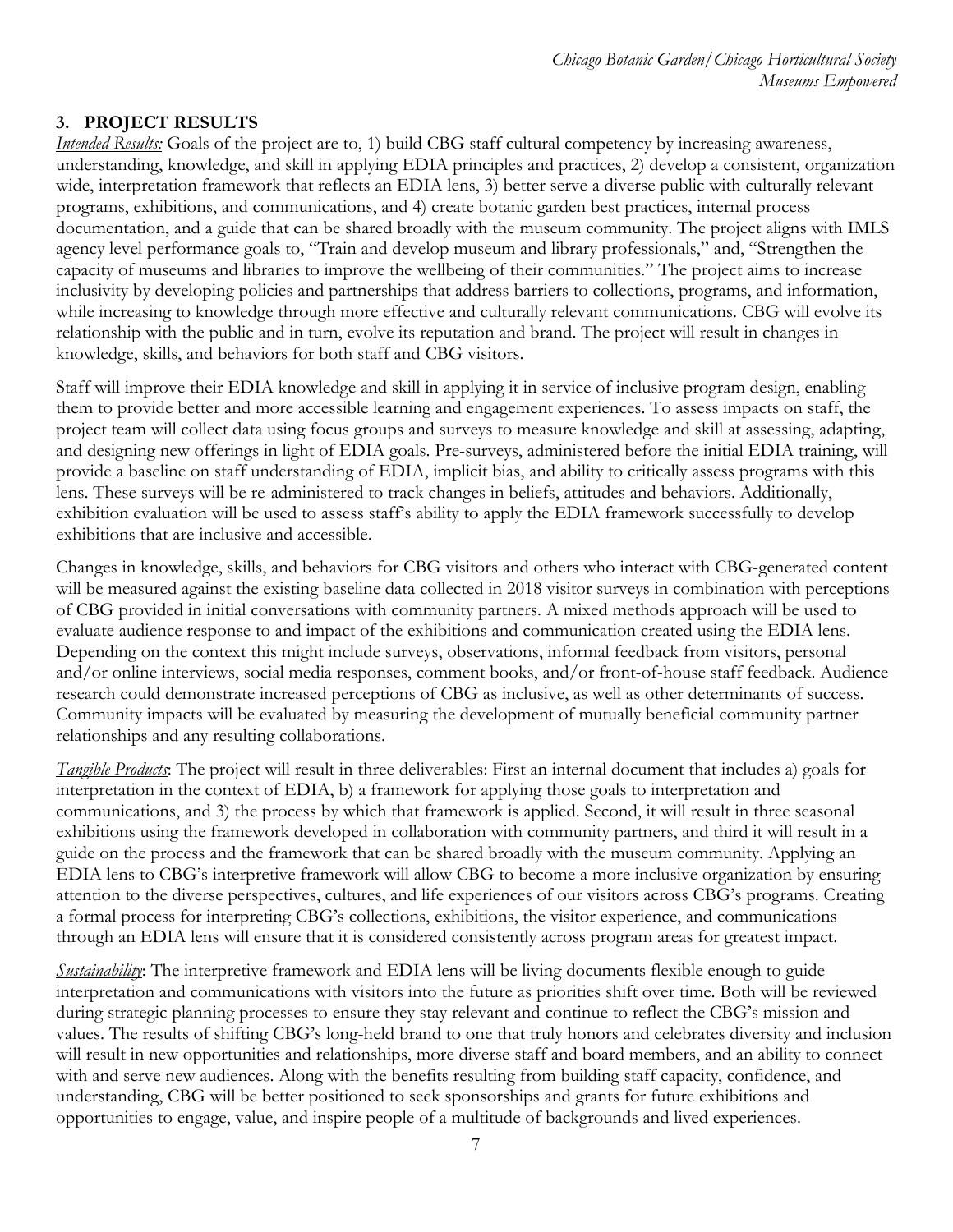## 3. PROJECT RESULTS

*Intended Results:* Goals of the project are to, 1) build CBG staff cultural competency by increasing awareness, understanding, knowledge, and skill in applying EDIA principles and practices, 2) develop a consistent, organization wide, interpretation framework that reflects an EDIA lens, 3) better serve a diverse public with culturally relevant programs, exhibitions, and communications, and 4) create botanic garden best practices, internal process documentation, and a guide that can be shared broadly with the museum community. The project aligns with IMLS agency level performance goals to, "Train and develop museum and library professionals," and, "Strengthen the capacity of museums and libraries to improve the wellbeing of their communities." The project aims to increase inclusivity by developing policies and partnerships that address barriers to collections, programs, and information, while increasing to knowledge through more effective and culturally relevant communications. CBG will evolve its relationship with the public and in turn, evolve its reputation and brand. The project will result in changes in knowledge, skills, and behaviors for both staff and CBG visitors.

Staff will improve their EDIA knowledge and skill in applying it in service of inclusive program design, enabling them to provide better and more accessible learning and engagement experiences. To assess impacts on staff, the project team will collect data using focus groups and surveys to measure knowledge and skill at assessing, adapting, and designing new offerings in light of EDIA goals. Pre-surveys, administered before the initial EDIA training, will provide a baseline on staff understanding of EDIA, implicit bias, and ability to critically assess programs with this lens. These surveys will be re-administered to track changes in beliefs, attitudes and behaviors. Additionally, exhibition evaluation will be used to assess staff's ability to apply the EDIA framework successfully to develop exhibitions that are inclusive and accessible.

Changes in knowledge, skills, and behaviors for CBG visitors and others who interact with CBG-generated content will be measured against the existing baseline data collected in 2018 visitor surveys in combination with perceptions of CBG provided in initial conversations with community partners. A mixed methods approach will be used to evaluate audience response to and impact of the exhibitions and communication created using the EDIA lens. Depending on the context this might include surveys, observations, informal feedback from visitors, personal and/or online interviews, social media responses, comment books, and/or front-of-house staff feedback. Audience research could demonstrate increased perceptions of CBG as inclusive, as well as other determinants of success. Community impacts will be evaluated by measuring the development of mutually beneficial community partner relationships and any resulting collaborations.

*Tangible Products*: The project will result in three deliverables: First an internal document that includes a) goals for interpretation in the context of EDIA, b) a framework for applying those goals to interpretation and communications, and 3) the process by which that framework is applied. Second, it will result in three seasonal exhibitions using the framework developed in collaboration with community partners, and third it will result in a guide on the process and the framework that can be shared broadly with the museum community. Applying an EDIA lens to CBG's interpretive framework will allow CBG to become a more inclusive organization by ensuring attention to the diverse perspectives, cultures, and life experiences of our visitors across CBG's programs. Creating a formal process for interpreting CBG's collections, exhibitions, the visitor experience, and communications through an EDIA lens will ensure that it is considered consistently across program areas for greatest impact.

*Sustainability*: The interpretive framework and EDIA lens will be living documents flexible enough to guide interpretation and communications with visitors into the future as priorities shift over time. Both will be reviewed during strategic planning processes to ensure they stay relevant and continue to reflect the CBG's mission and values. The results of shifting CBG's long-held brand to one that truly honors and celebrates diversity and inclusion will result in new opportunities and relationships, more diverse staff and board members, and an ability to connect with and serve new audiences. Along with the benefits resulting from building staff capacity, confidence, and understanding, CBG will be better positioned to seek sponsorships and grants for future exhibitions and opportunities to engage, value, and inspire people of a multitude of backgrounds and lived experiences.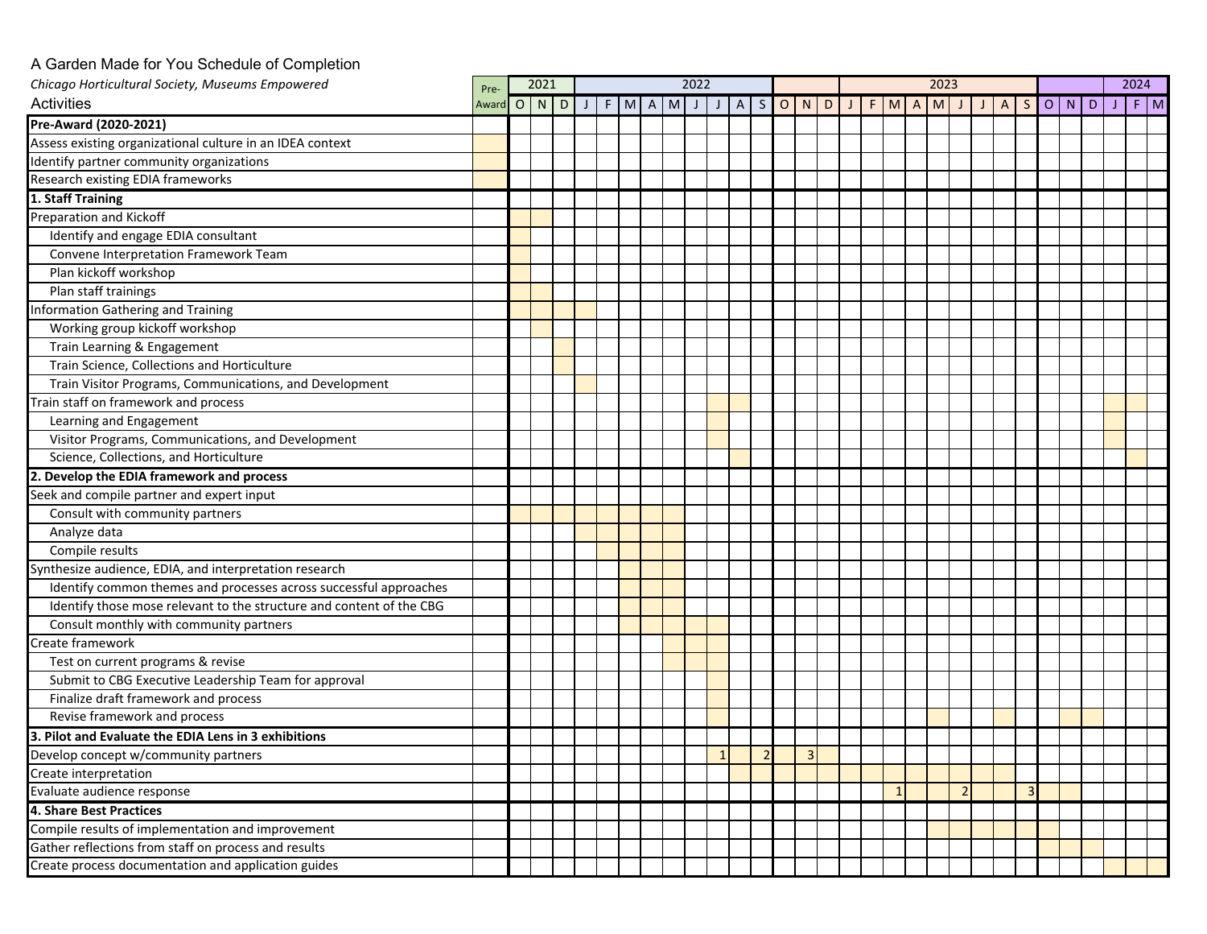A Garden Made for You Schedule of Completion

*Chicago Horticultural Society, Museums Empowered*

| Activities | Pre-Award | 2021 | | | 2022 | | | | | | | | | | | | 2023 | | | | | | | | | | | | 2024 | | |
|---|---|---|---|---|---|---|---|---|---|---|---|---|---|---|---|---|---|---|---|---|---|---|---|---|---|---|---|---|---|---|---|
| | | O | N | D | J | F | M | A | M | J | J | A | S | O | N | D | J | F | M | A | M | J | J | A | S | O | N | D | J | F | M |
| **Pre-Award (2020-2021)** | | | | | | | | | | | | | | | | | | | | | | | | | | | | | | | |
| Assess existing organizational culture in an IDEA context | | | | | | | | | | | | | | | | | | | | | | | | | | | | | | | |
| Identify partner community organizations | | | | | | | | | | | | | | | | | | | | | | | | | | | | | | | |
| Research existing EDIA frameworks | | | | | | | | | | | | | | | | | | | | | | | | | | | | | | | |
| **1. Staff Training** | | | | | | | | | | | | | | | | | | | | | | | | | | | | | | | |
| Preparation and Kickoff | | | | | | | | | | | | | | | | | | | | | | | | | | | | | | | |
| Identify and engage EDIA consultant | | | | | | | | | | | | | | | | | | | | | | | | | | | | | | | |
| Convene Interpretation Framework Team | | | | | | | | | | | | | | | | | | | | | | | | | | | | | | | |
| Plan kickoff workshop | | | | | | | | | | | | | | | | | | | | | | | | | | | | | | | |
| Plan staff trainings | | | | | | | | | | | | | | | | | | | | | | | | | | | | | | | |
| Information Gathering and Training | | | | | | | | | | | | | | | | | | | | | | | | | | | | | | | |
| Working group kickoff workshop | | | | | | | | | | | | | | | | | | | | | | | | | | | | | | | |
| Train Learning & Engagement | | | | | | | | | | | | | | | | | | | | | | | | | | | | | | | |
| Train Science, Collections and Horticulture | | | | | | | | | | | | | | | | | | | | | | | | | | | | | | | |
| Train Visitor Programs, Communications, and Development | | | | | | | | | | | | | | | | | | | | | | | | | | | | | | | |
| Train staff on framework and process | | | | | | | | | | | | | | | | | | | | | | | | | | | | | | | |
| Learning and Engagement | | | | | | | | | | | | | | | | | | | | | | | | | | | | | | | |
| Visitor Programs, Communications, and Development | | | | | | | | | | | | | | | | | | | | | | | | | | | | | | | |
| Science, Collections, and Horticulture | | | | | | | | | | | | | | | | | | | | | | | | | | | | | | | |
| **2. Develop the EDIA framework and process** | | | | | | | | | | | | | | | | | | | | | | | | | | | | | | | |
| Seek and compile partner and expert input | | | | | | | | | | | | | | | | | | | | | | | | | | | | | | | |
| Consult with community partners | | | | | | | | | | | | | | | | | | | | | | | | | | | | | | | |
| Analyze data | | | | | | | | | | | | | | | | | | | | | | | | | | | | | | | |
| Compile results | | | | | | | | | | | | | | | | | | | | | | | | | | | | | | | |
| Synthesize audience, EDIA, and interpretation research | | | | | | | | | | | | | | | | | | | | | | | | | | | | | | | |
| Identify common themes and processes across successful approaches | | | | | | | | | | | | | | | | | | | | | | | | | | | | | | | |
| Identify those mose relevant to the structure and content of the CBG | | | | | | | | | | | | | | | | | | | | | | | | | | | | | | | |
| Consult monthly with community partners | | | | | | | | | | | | | | | | | | | | | | | | | | | | | | | |
| Create framework | | | | | | | | | | | | | | | | | | | | | | | | | | | | | | | |
| Test on current programs & revise | | | | | | | | | | | | | | | | | | | | | | | | | | | | | | | |
| Submit to CBG Executive Leadership Team for approval | | | | | | | | | | | | | | | | | | | | | | | | | | | | | | | |
| Finalize draft framework and process | | | | | | | | | | | | | | | | | | | | | | | | | | | | | | | |
| Revise framework and process | | | | | | | | | | | | | | | | | | | | | | | | | | | | | | | |
| **3. Pilot and Evaluate the EDIA Lens in 3 exhibitions** | | | | | | | | | | | | | | | | | | | | | | | | | | | | | | | |
| Develop concept w/community partners | | | | | | | | | | | 1 | | 2 | | 3 | | | | | | | | | | | | | | | | |
| Create interpretation | | | | | | | | | | | | | | | | | | | | | | | | | | | | | | | |
| Evaluate audience response | | | | | | | | | | | | | | | | | | | 1 | | | 2 | | | 3 | | | | | | |
| **4. Share Best Practices** | | | | | | | | | | | | | | | | | | | | | | | | | | | | | | | |
| Compile results of implementation and improvement | | | | | | | | | | | | | | | | | | | | | | | | | | | | | | | |
| Gather reflections from staff on process and results | | | | | | | | | | | | | | | | | | | | | | | | | | | | | | | |
| Create process documentation and application guides | | | | | | | | | | | | | | | | | | | | | | | | | | | | | | | |